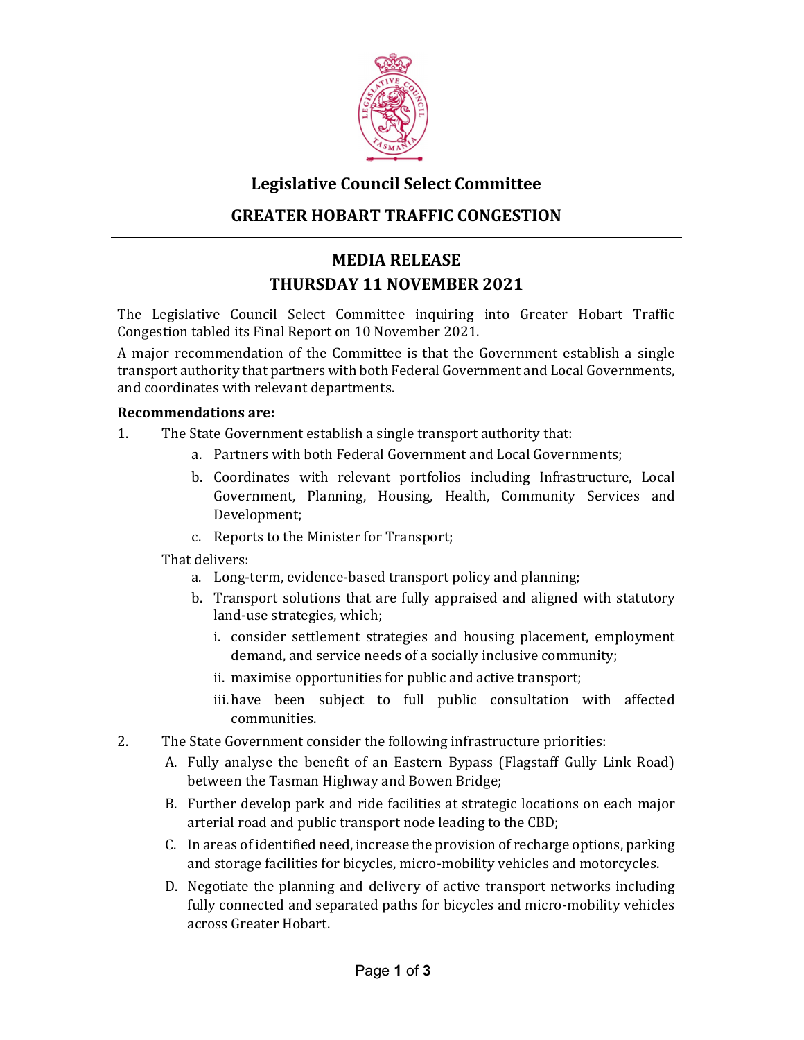## Legislative Council Select Committee

## GREATER HOBART TRAFFIC CONGESTION

---

# MEDIA RELEASE

## THURSDAY 11 NOVEMBER 2021

The Legislative Council Select Committee inquiring into Greater Hobart Traffic Congestion tabled its Final Report on 10 November 2021.

A major recommendation of the Committee is that the Government establish a single transport authority that partners with both Federal Government and Local Governments, and coordinates with relevant departments.

**Recommendations are:**

1. The State Government establish a single transport authority that:
   a. Partners with both Federal Government and Local Governments;
   b. Coordinates with relevant portfolios including Infrastructure, Local Government, Planning, Housing, Health, Community Services and Development;
   c. Reports to the Minister for Transport;

   That delivers:
   a. Long-term, evidence-based transport policy and planning;
   b. Transport solutions that are fully appraised and aligned with statutory land-use strategies, which;
      i. consider settlement strategies and housing placement, employment demand, and service needs of a socially inclusive community;
      ii. maximise opportunities for public and active transport;
      iii. have been subject to full public consultation with affected communities.

2. The State Government consider the following infrastructure priorities:
   A. Fully analyse the benefit of an Eastern Bypass (Flagstaff Gully Link Road) between the Tasman Highway and Bowen Bridge;
   B. Further develop park and ride facilities at strategic locations on each major arterial road and public transport node leading to the CBD;
   C. In areas of identified need, increase the provision of recharge options, parking and storage facilities for bicycles, micro-mobility vehicles and motorcycles.
   D. Negotiate the planning and delivery of active transport networks including fully connected and separated paths for bicycles and micro-mobility vehicles across Greater Hobart.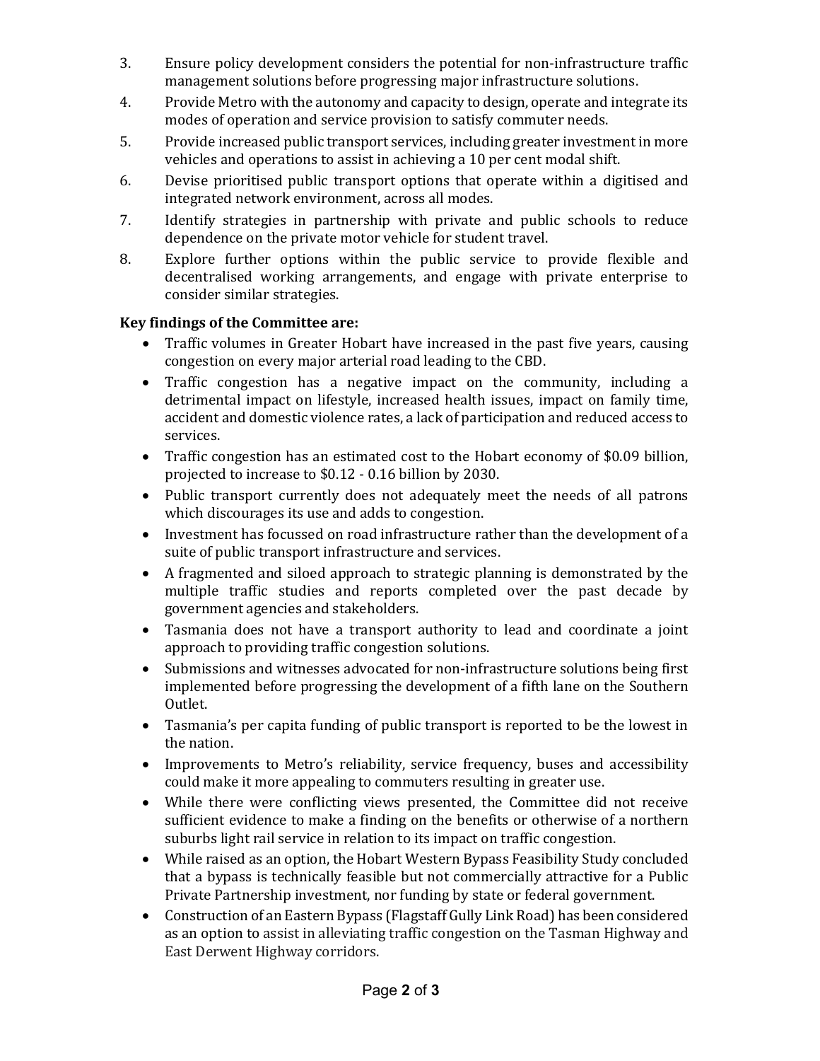3. Ensure policy development considers the potential for non-infrastructure traffic management solutions before progressing major infrastructure solutions.
4. Provide Metro with the autonomy and capacity to design, operate and integrate its modes of operation and service provision to satisfy commuter needs.
5. Provide increased public transport services, including greater investment in more vehicles and operations to assist in achieving a 10 per cent modal shift.
6. Devise prioritised public transport options that operate within a digitised and integrated network environment, across all modes.
7. Identify strategies in partnership with private and public schools to reduce dependence on the private motor vehicle for student travel.
8. Explore further options within the public service to provide flexible and decentralised working arrangements, and engage with private enterprise to consider similar strategies.

**Key findings of the Committee are:**

- Traffic volumes in Greater Hobart have increased in the past five years, causing congestion on every major arterial road leading to the CBD.
- Traffic congestion has a negative impact on the community, including a detrimental impact on lifestyle, increased health issues, impact on family time, accident and domestic violence rates, a lack of participation and reduced access to services.
- Traffic congestion has an estimated cost to the Hobart economy of $0.09 billion, projected to increase to $0.12 - 0.16 billion by 2030.
- Public transport currently does not adequately meet the needs of all patrons which discourages its use and adds to congestion.
- Investment has focussed on road infrastructure rather than the development of a suite of public transport infrastructure and services.
- A fragmented and siloed approach to strategic planning is demonstrated by the multiple traffic studies and reports completed over the past decade by government agencies and stakeholders.
- Tasmania does not have a transport authority to lead and coordinate a joint approach to providing traffic congestion solutions.
- Submissions and witnesses advocated for non-infrastructure solutions being first implemented before progressing the development of a fifth lane on the Southern Outlet.
- Tasmania's per capita funding of public transport is reported to be the lowest in the nation.
- Improvements to Metro's reliability, service frequency, buses and accessibility could make it more appealing to commuters resulting in greater use.
- While there were conflicting views presented, the Committee did not receive sufficient evidence to make a finding on the benefits or otherwise of a northern suburbs light rail service in relation to its impact on traffic congestion.
- While raised as an option, the Hobart Western Bypass Feasibility Study concluded that a bypass is technically feasible but not commercially attractive for a Public Private Partnership investment, nor funding by state or federal government.
- Construction of an Eastern Bypass (Flagstaff Gully Link Road) has been considered as an option to assist in alleviating traffic congestion on the Tasman Highway and East Derwent Highway corridors.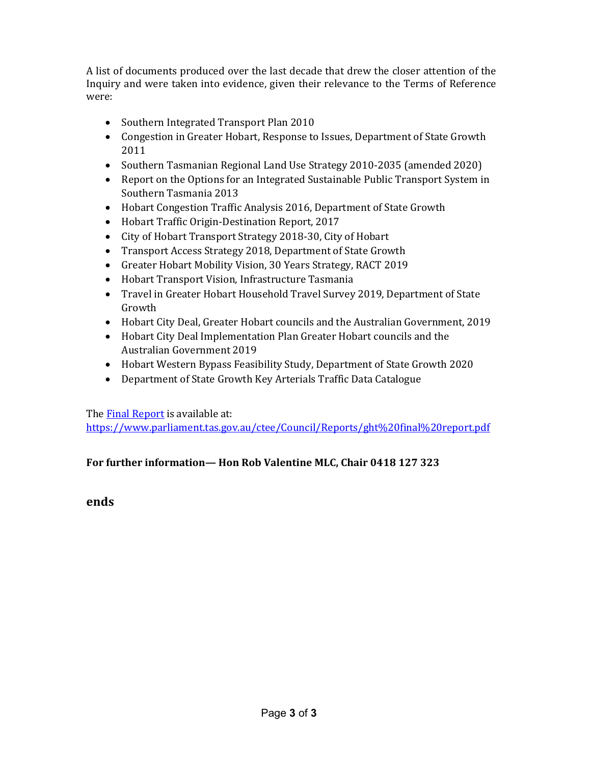A list of documents produced over the last decade that drew the closer attention of the Inquiry and were taken into evidence, given their relevance to the Terms of Reference were:

- Southern Integrated Transport Plan 2010
- Congestion in Greater Hobart, Response to Issues, Department of State Growth 2011
- Southern Tasmanian Regional Land Use Strategy 2010-2035 (amended 2020)
- Report on the Options for an Integrated Sustainable Public Transport System in Southern Tasmania 2013
- Hobart Congestion Traffic Analysis 2016, Department of State Growth
- Hobart Traffic Origin-Destination Report, 2017
- City of Hobart Transport Strategy 2018-30, City of Hobart
- Transport Access Strategy 2018, Department of State Growth
- Greater Hobart Mobility Vision, 30 Years Strategy, RACT 2019
- Hobart Transport Vision, Infrastructure Tasmania
- Travel in Greater Hobart Household Travel Survey 2019, Department of State Growth
- Hobart City Deal, Greater Hobart councils and the Australian Government, 2019
- Hobart City Deal Implementation Plan Greater Hobart councils and the Australian Government 2019
- Hobart Western Bypass Feasibility Study, Department of State Growth 2020
- Department of State Growth Key Arterials Traffic Data Catalogue

The [Final Report](https://www.parliament.tas.gov.au/ctee/Council/Reports/ght%20final%20report.pdf) is available at:
https://www.parliament.tas.gov.au/ctee/Council/Reports/ght%20final%20report.pdf

**For further information— Hon Rob Valentine MLC, Chair 0418 127 323**

## ends